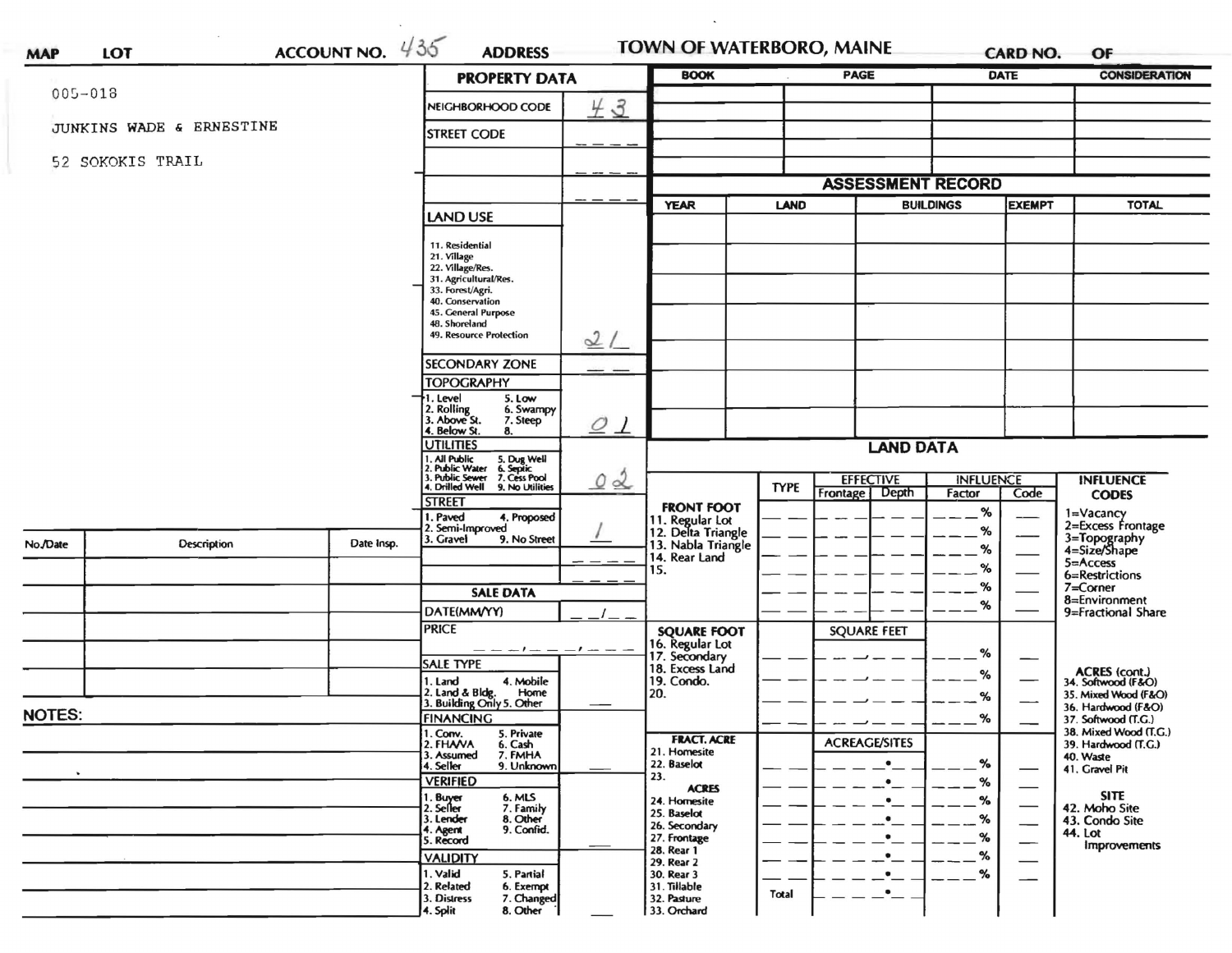MAP | LOT | ACCOUNT NO. 435 | ADDRESS | TOWN OF WATERBORO, MAINE | CARD NO. | OF

005-018

JUNKINS WADE & ERNESTINE

52 SOKOKIS TRAIL

## PROPERTY DATA

| Field | Value |
| --- | --- |
| NEIGHBORHOOD CODE | 43 |
| STREET CODE | |
| LAND USE (11. Residential, 21. Village, 22. Village/Res., 31. Agricultural/Res., 33. Forest/Agri., 40. Conservation, 45. General Purpose, 48. Shoreland, 49. Resource Protection) | 21 |
| SECONDARY ZONE | |
| TOPOGRAPHY (1. Level, 2. Rolling, 3. Above St., 4. Below St., 5. Low, 6. Swampy, 7. Steep, 8.) | 01 |
| UTILITIES (1. All Public, 2. Public Water, 3. Public Sewer, 4. Drilled Well, 5. Dug Well, 6. Septic, 7. Cess Pool, 9. No Utilities) | 02 |
| STREET (1. Paved, 2. Semi-Improved, 3. Gravel, 4. Proposed, 9. No Street) | 1 |

## SALE DATA

| Field | Value |
| --- | --- |
| DATE(MM/YY) | |
| PRICE | |
| SALE TYPE (1. Land, 2. Land & Bldg., 3. Building Only, 4. Mobile Home, 5. Other) | |
| FINANCING (1. Conv., 2. FHA/VA, 3. Assumed, 4. Seller, 5. Private, 6. Cash, 7. FMHA, 9. Unknown) | |
| VERIFIED (1. Buyer, 2. Seller, 3. Lender, 4. Agent, 5. Record, 6. MLS, 7. Family, 8. Other, 9. Confid.) | |
| VALIDITY (1. Valid, 2. Related, 3. Distress, 4. Split, 5. Partial, 6. Exempt, 7. Changed, 8. Other) | |

| BOOK | PAGE | DATE | CONSIDERATION |
| --- | --- | --- | --- |
| | | | |

## ASSESSMENT RECORD

| YEAR | LAND | BUILDINGS | EXEMPT | TOTAL |
| --- | --- | --- | --- | --- |
| | | | | |

## LAND DATA

| | TYPE | EFFECTIVE Frontage | EFFECTIVE Depth | INFLUENCE Factor | INFLUENCE Code |
| --- | --- | --- | --- | --- | --- |
| FRONT FOOT: 11. Regular Lot, 12. Delta Triangle, 13. Nabla Triangle, 14. Rear Land, 15. | | | | % | |
| SQUARE FOOT: 16. Regular Lot, 17. Secondary, 18. Excess Land, 19. Condo., 20. | | SQUARE FEET | | % | |
| FRACT. ACRE: 21. Homesite, 22. Baselot, 23. ACRES: 24. Homesite, 25. Baselot, 26. Secondary, 27. Frontage, 28. Rear 1, 29. Rear 2, 30. Rear 3, 31. Tillable, 32. Pasture, 33. Orchard | | ACREAGE/SITES | | % | |
| Total | | | | | |

**INFLUENCE CODES**
1=Vacancy
2=Excess Frontage
3=Topography
4=Size/Shape
5=Access
6=Restrictions
7=Corner
8=Environment
9=Fractional Share

**ACRES (cont.)**
34. Softwood (F&O)
35. Mixed Wood (F&O)
36. Hardwood (F&O)
37. Softwood (T.G.)
38. Mixed Wood (T.G.)
39. Hardwood (T.G.)
40. Waste
41. Gravel Pit

**SITE**
42. Moho Site
43. Condo Site
44. Lot Improvements

| No./Date | Description | Date Insp. |
| --- | --- | --- |
| | | |

**NOTES:**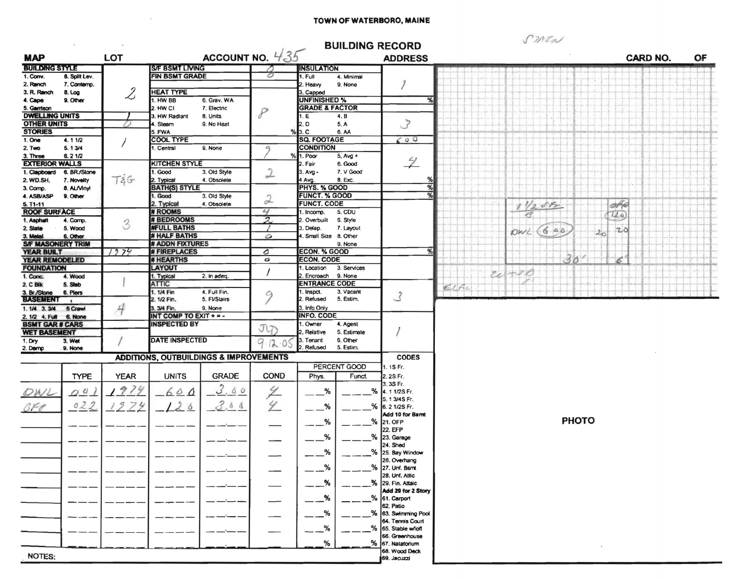# TOWN OF WATERBORO, MAINE

## BUILDING RECORD

SMEN

MAP | LOT | ACCOUNT NO. 435 | ADDRESS | CARD NO. | OF

| | | | | | |
|---|---|---|---|---|---|
| **BUILDING STYLE** 1. Conv. 6. Split Lev. 2. Ranch 7. Contemp. 3. R. Ranch 8. Log 4. Cape 9. Other 5. Garrison | 2 | **S/F BSMT LIVING** | 0 | **INSULATION** 1. Full 4. Minimal 2. Heavy 9. None 3. Capped | 1 |
| **DWELLING UNITS** | 1 | **FIN BSMT GRADE** | 0 | **UNFINISHED %** | % |
| **OTHER UNITS** | 0 | **HEAT TYPE** 1. HW BB 6. Grav. WA 2. HW CI 7. Electric 3. HW Radiant 8. Units 4. Steam 9. No Heat 5. FWA | 8 % | **GRADE & FACTOR** 1. E 4. B 2. D 5. A 3. C 6. AA | 3 |
| **STORIES** 1. One 4. 1 1/2 2. Two 5. 1 3/4 3. Three 6. 2 1/2 | 1 | **COOL TYPE** 1. Central 9. None | 9 % | **SQ. FOOTAGE** | 600 |
| **EXTERIOR WALLS** 1. Clapboard 6. BR./Stone 2. WD.SH. 7. Novelty 3. Comp. 8. AL/Vinyl 4. ASB/ASP 9. Other 5. T1-11 | T&G | **KITCHEN STYLE** 1. Good 3. Old Style 2. Typical 4. Obsolete | 2 | **CONDITION** 1. Poor 5. Avg + 2. Fair 6. Good 3. Avg - 7. V Good 4 Avg. 8. Exc. | 4 % |
| | | **BATH(S) STYLE** 1. Good 3. Old Style 2. Typical 4. Obsolete | 2 | **PHYS. % GOOD** | % |
| | | | | **FUNCT. % GOOD** | % |
| **ROOF SURFACE** 1. Asphalt 4. Comp. 2. Slate 5. Wood 3. Metal 6. Other | 3 | **# ROOMS** | 4 | **FUNCT. CODE** 1. Incomp. 5. CDU 2. Overbuilt 6. Style 3. Delap. 7. Layout 4. Small Size 8. Other 9. None | |
| | | **# BEDROOMS** | 2 | | |
| | | **#FULL BATHS** | 1 | | |
| | | **# HALF BATHS** | 0 | | |
| **S/F MASONERY TRIM** | | **# ADDN FIXTURES** | 0 | | |
| **YEAR BUILT** | 1974 | **# FIREPLACES** | 0 | **ECON. % GOOD** | % |
| **YEAR REMODELED** | | **# HEARTHS** | 0 | **ECON. CODE** 1. Location 3. Services 2. Encroach 9. None | |
| **FOUNDATION** 1. Conc. 4. Wood 2. C Blk 5. Slab 3. Br./Stone 6. Piers | 1 | **LAYOUT** 1. Typical 2. In adeq. | 1 | | |
| **BASEMENT** 1. 1/4 3. 3/4 5 Crawl 2. 1/2 4. Full 6. None | 4 | **ATTIC** 1. 1/4 Fin 4. Full Fin. 2. 1/2 Fin. 5. Fl/Stairs 3. 3/4 Fin. 9. None | 9 | **ENTRANCE CODE** 1. Inspct. 3. Vacant 2. Refused 5. Estim. 3. Info Only | 3 |
| **BSMT GAR # CARS** | | **INT COMP TO EXIT + = -** | | **INFO. CODE** 1. Owner 4. Agent 2. Relative 5. Estimate 3. Tenant 6. Other | 1 |
| **WET BASEMENT** 1. Dry 3. Wet 2. Damp 9. None | 1 | **INSPECTED BY** | JLD | | |
| | | **DATE INSPECTED** | 9.12.05 | | |

Sketch: 1 1/2 SFr 13; DWL (600); OFP (120); 20; 20; 30'; 6'; 20+30; ELEC

### ADDITIONS, OUTBUILDINGS & IMPROVEMENTS

| | TYPE | YEAR | UNITS | GRADE | COND | PERCENT GOOD Phys. | Funct. |
|---|---|---|---|---|---|---|---|
| DWL | 001 | 1974 | 600 | 3.00 | 4 | % | % |
| OFP | 022 | 1974 | 120 | 3.00 | 4 | % | % |
| | | | | | | % | % |
| | | | | | | % | % |
| | | | | | | % | % |
| | | | | | | % | % |
| | | | | | | % | % |
| | | | | | | % | % |
| | | | | | | % | % |
| | | | | | | % | % |
| | | | | | | % | % |

**CODES**
1. 1S Fr.
2. 2S Fr.
3. 3S Fr.
4. 1 1/2S Fr.
5. 1 3/4S Fr.
6. 2 1/2S Fr.
Add 10 for Bsmt
21. OFP
22. EFP
23. Garage
24. Shed
25. Bay Window
26. Overhang
27. Unf. Bsmt
28. Unf. Attic
29. Fin. Attaic
Add 20 for 2 Story
61. Carport
62. Patio
63. Swimming Pool
64. Tennis Court
65. Stable w/loft
66. Greenhouse
67. Natatorium
68. Wood Deck
69. Jacuzzi

PHOTO

NOTES: